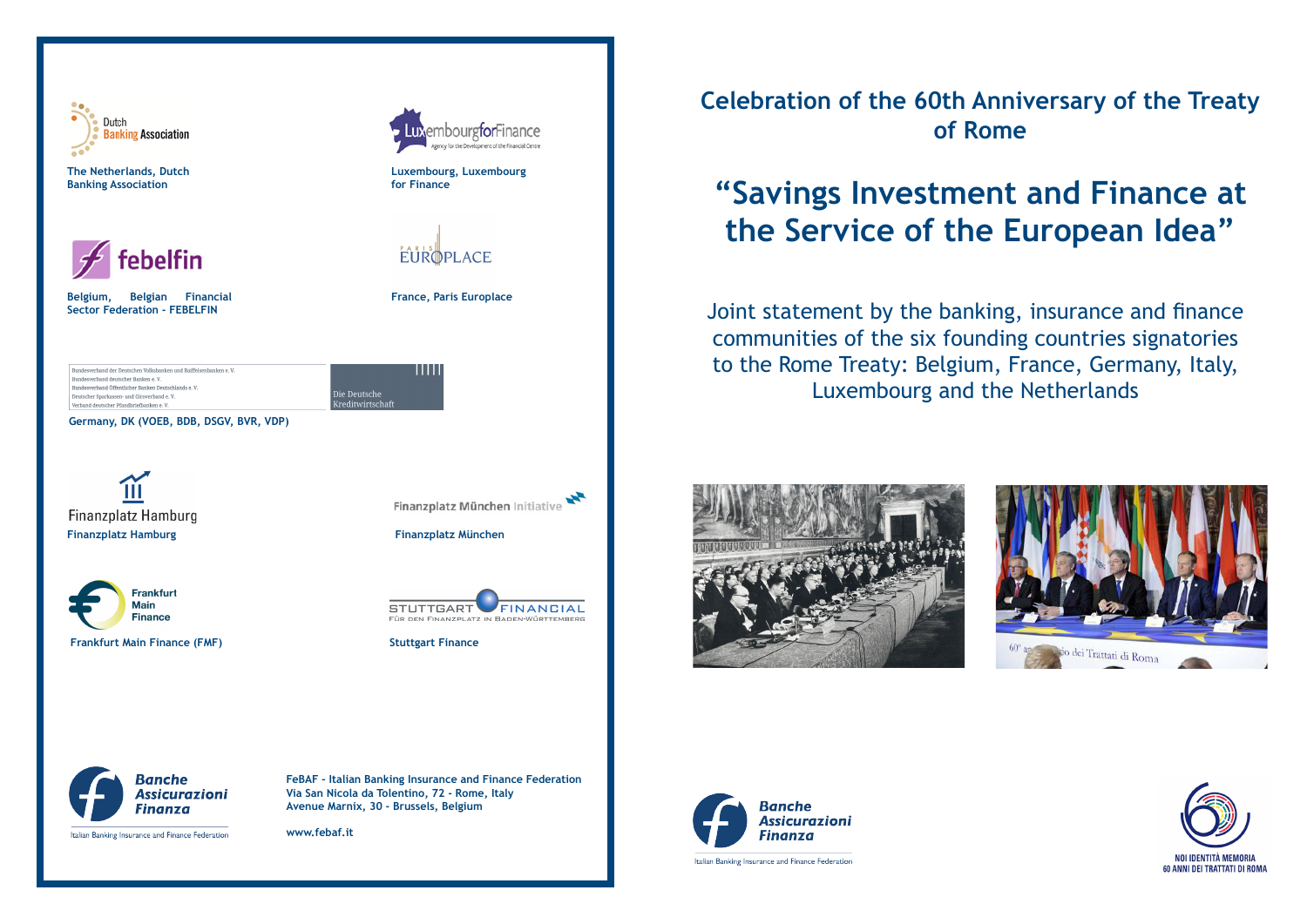# Celebration of the 60th Anniversary of the Treaty of Rome

## "Savings Investment and Finance at the Service of the European Idea"

Joint statement by the banking, insurance and finance communities of the six founding countries signatories to the Rome Treaty: Belgium, France, Germany, Italy, Luxembourg and the Netherlands

---

**The Netherlands, Dutch Banking Association**

**Luxembourg, Luxembourg for Finance**

**Belgium, Belgian Financial Sector Federation - FEBELFIN**

**France, Paris Europlace**

Bundesverband der Deutschen Volksbanken und Raiffeisenbanken e. V.
Bundesverband deutscher Banken e. V.
Bundesverband Öffentlicher Banken Deutschlands e. V.
Deutscher Sparkassen- und Giroverband e. V.
Verband deutscher Pfandbriefbanken e. V.
Die Deutsche Kreditwirtschaft

**Germany, DK (VOEB, BDB, DSGV, BVR, VDP)**

**Finanzplatz Hamburg**

**Finanzplatz München**

**Frankfurt Main Finance (FMF)**

**Stuttgart Finance**

**FeBAF - Italian Banking Insurance and Finance Federation**
**Via San Nicola da Tolentino, 72 - Rome, Italy**
**Avenue Marnix, 30 - Brussels, Belgium**

**www.febaf.it**

NOI IDENTITÀ MEMORIA
60 ANNI DEI TRATTATI DI ROMA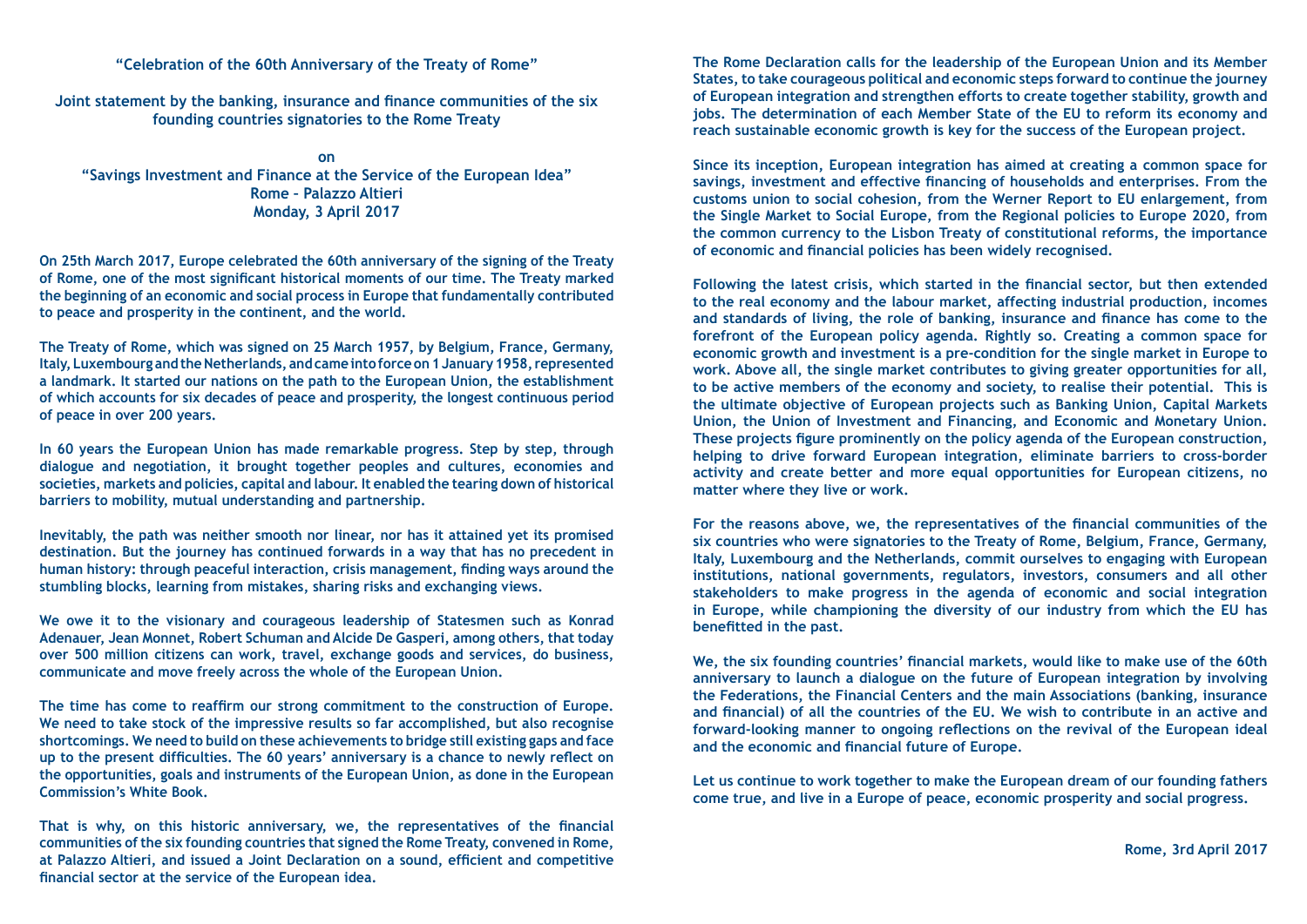**"Celebration of the 60th Anniversary of the Treaty of Rome"**

**Joint statement by the banking, insurance and finance communities of the six founding countries signatories to the Rome Treaty**

**on**

**"Savings Investment and Finance at the Service of the European Idea"**
**Rome – Palazzo Altieri**
**Monday, 3 April 2017**

On 25th March 2017, Europe celebrated the 60th anniversary of the signing of the Treaty of Rome, one of the most significant historical moments of our time. The Treaty marked the beginning of an economic and social process in Europe that fundamentally contributed to peace and prosperity in the continent, and the world.

The Treaty of Rome, which was signed on 25 March 1957, by Belgium, France, Germany, Italy, Luxembourg and the Netherlands, and came into force on 1 January 1958, represented a landmark. It started our nations on the path to the European Union, the establishment of which accounts for six decades of peace and prosperity, the longest continuous period of peace in over 200 years.

In 60 years the European Union has made remarkable progress. Step by step, through dialogue and negotiation, it brought together peoples and cultures, economies and societies, markets and policies, capital and labour. It enabled the tearing down of historical barriers to mobility, mutual understanding and partnership.

Inevitably, the path was neither smooth nor linear, nor has it attained yet its promised destination. But the journey has continued forwards in a way that has no precedent in human history: through peaceful interaction, crisis management, finding ways around the stumbling blocks, learning from mistakes, sharing risks and exchanging views.

We owe it to the visionary and courageous leadership of Statesmen such as Konrad Adenauer, Jean Monnet, Robert Schuman and Alcide De Gasperi, among others, that today over 500 million citizens can work, travel, exchange goods and services, do business, communicate and move freely across the whole of the European Union.

The time has come to reaffirm our strong commitment to the construction of Europe. We need to take stock of the impressive results so far accomplished, but also recognise shortcomings. We need to build on these achievements to bridge still existing gaps and face up to the present difficulties. The 60 years' anniversary is a chance to newly reflect on the opportunities, goals and instruments of the European Union, as done in the European Commission's White Book.

That is why, on this historic anniversary, we, the representatives of the financial communities of the six founding countries that signed the Rome Treaty, convened in Rome, at Palazzo Altieri, and issued a Joint Declaration on a sound, efficient and competitive financial sector at the service of the European idea.

The Rome Declaration calls for the leadership of the European Union and its Member States, to take courageous political and economic steps forward to continue the journey of European integration and strengthen efforts to create together stability, growth and jobs. The determination of each Member State of the EU to reform its economy and reach sustainable economic growth is key for the success of the European project.

Since its inception, European integration has aimed at creating a common space for savings, investment and effective financing of households and enterprises. From the customs union to social cohesion, from the Werner Report to EU enlargement, from the Single Market to Social Europe, from the Regional policies to Europe 2020, from the common currency to the Lisbon Treaty of constitutional reforms, the importance of economic and financial policies has been widely recognised.

Following the latest crisis, which started in the financial sector, but then extended to the real economy and the labour market, affecting industrial production, incomes and standards of living, the role of banking, insurance and finance has come to the forefront of the European policy agenda. Rightly so. Creating a common space for economic growth and investment is a pre-condition for the single market in Europe to work. Above all, the single market contributes to giving greater opportunities for all, to be active members of the economy and society, to realise their potential. This is the ultimate objective of European projects such as Banking Union, Capital Markets Union, the Union of Investment and Financing, and Economic and Monetary Union. These projects figure prominently on the policy agenda of the European construction, helping to drive forward European integration, eliminate barriers to cross-border activity and create better and more equal opportunities for European citizens, no matter where they live or work.

For the reasons above, we, the representatives of the financial communities of the six countries who were signatories to the Treaty of Rome, Belgium, France, Germany, Italy, Luxembourg and the Netherlands, commit ourselves to engaging with European institutions, national governments, regulators, investors, consumers and all other stakeholders to make progress in the agenda of economic and social integration in Europe, while championing the diversity of our industry from which the EU has benefitted in the past.

We, the six founding countries' financial markets, would like to make use of the 60th anniversary to launch a dialogue on the future of European integration by involving the Federations, the Financial Centers and the main Associations (banking, insurance and financial) of all the countries of the EU. We wish to contribute in an active and forward-looking manner to ongoing reflections on the revival of the European ideal and the economic and financial future of Europe.

Let us continue to work together to make the European dream of our founding fathers come true, and live in a Europe of peace, economic prosperity and social progress.

Rome, 3rd April 2017